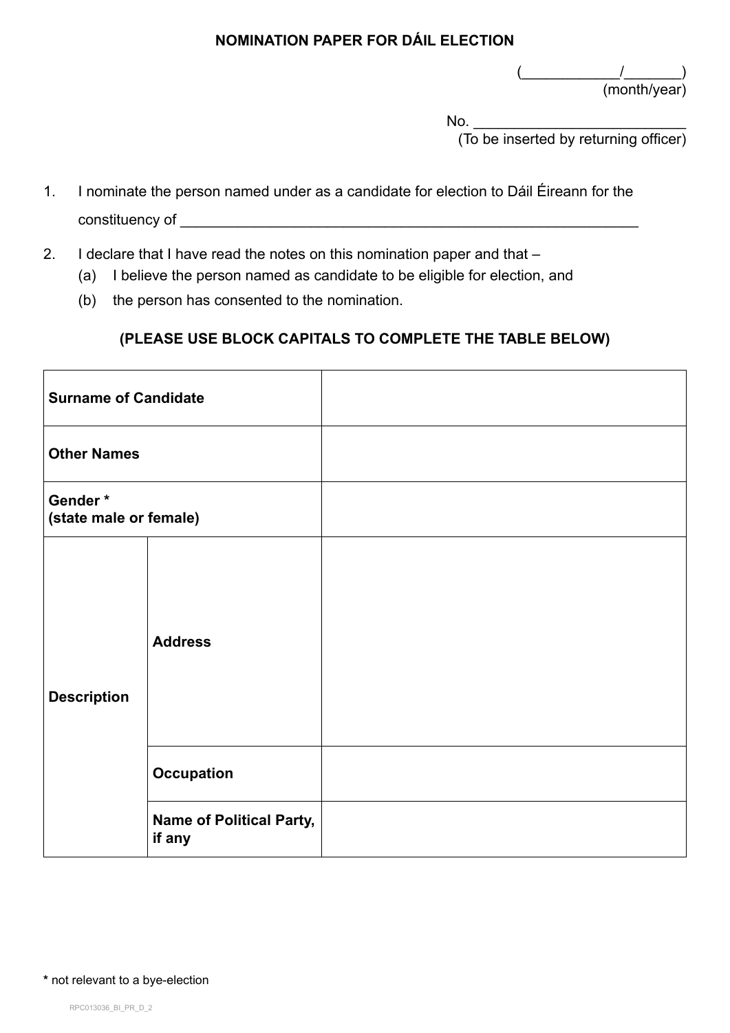# NOMINATION PAPER FOR DÁIL ELECTION

(____________/_______)
(month/year)

No. ___________________________
(To be inserted by returning officer)

1. I nominate the person named under as a candidate for election to Dáil Éireann for the constituency of ___________________________________________________________

2. I declare that I have read the notes on this nomination paper and that –
   (a) I believe the person named as candidate to be eligible for election, and
   (b) the person has consented to the nomination.

**(PLEASE USE BLOCK CAPITALS TO COMPLETE THE TABLE BELOW)**

| | | |
|---|---|---|
| **Surname of Candidate** | | |
| **Other Names** | | |
| **Gender *** **(state male or female)** | | |
| **Description** | **Address** | |
| | **Occupation** | |
| | **Name of Political Party, if any** | |

**\*** not relevant to a bye-election

RPC013036_BI_PR_D_2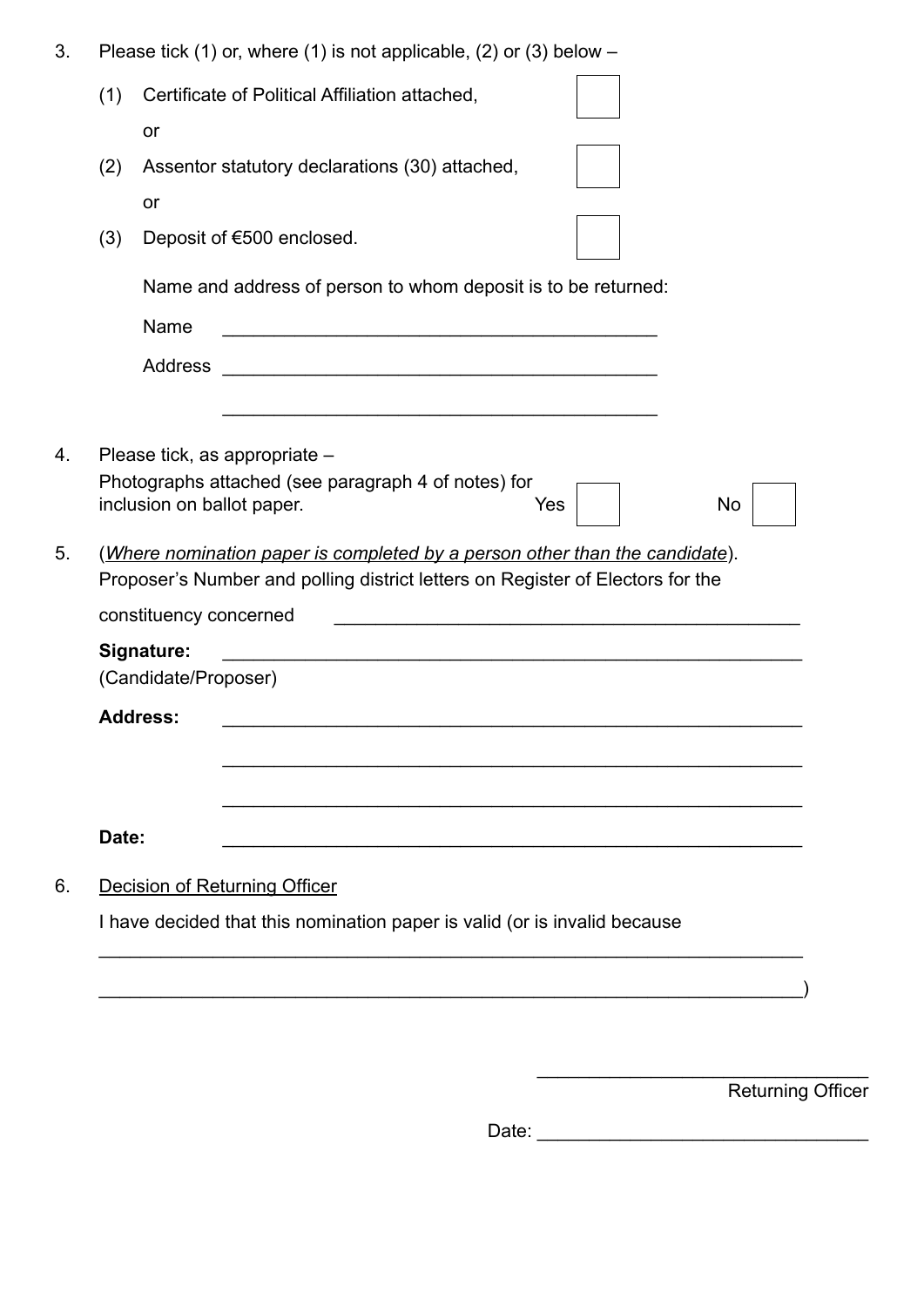3. Please tick (1) or, where (1) is not applicable, (2) or (3) below –

   (1) Certificate of Political Affiliation attached, ☐

   or

   (2) Assentor statutory declarations (30) attached, ☐

   or

   (3) Deposit of €500 enclosed. ☐

   Name and address of person to whom deposit is to be returned:

   Name ___________________________________________

   Address ___________________________________________

   ___________________________________________

4. Please tick, as appropriate –
   Photographs attached (see paragraph 4 of notes) for inclusion on ballot paper. Yes ☐ No ☐

5. (*<u>Where nomination paper is completed by a person other than the candidate</u>*).
   Proposer's Number and polling district letters on Register of Electors for the constituency concerned ___________________________________________

   **Signature:** ___________________________________________
   (Candidate/Proposer)

   **Address:** ___________________________________________

   ___________________________________________

   ___________________________________________

   **Date:** ___________________________________________

6. <u>Decision of Returning Officer</u>

   I have decided that this nomination paper is valid (or is invalid because

   ___________________________________________

   ___________________________________________)

___________________________________
Returning Officer

Date: ___________________________________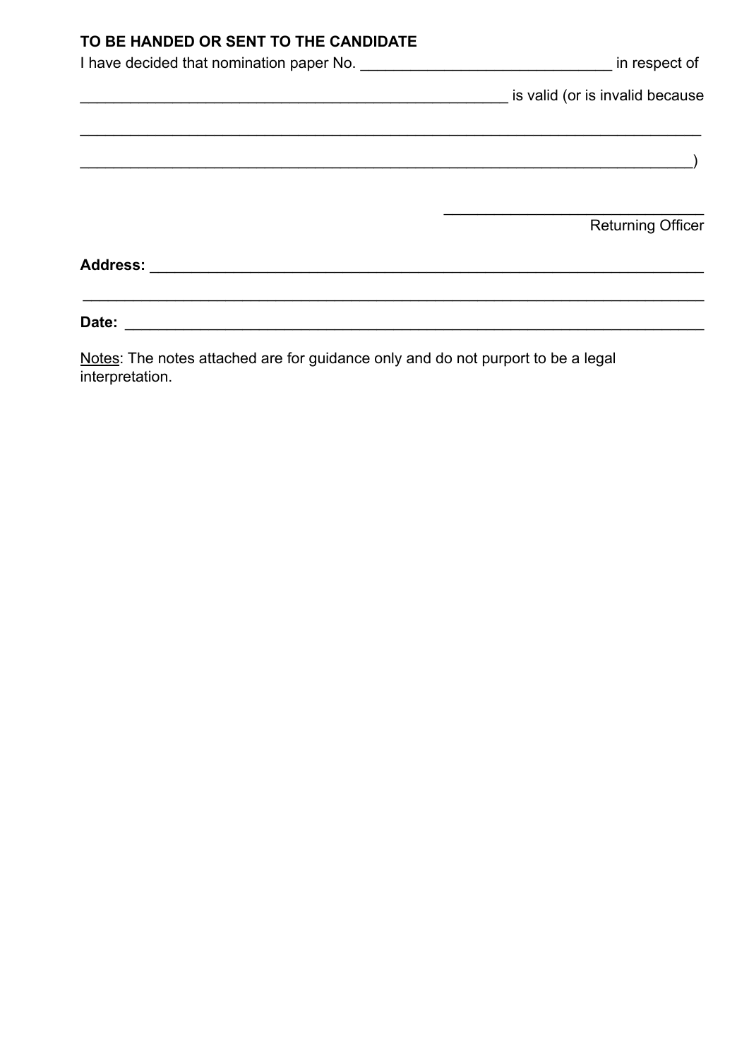**TO BE HANDED OR SENT TO THE CANDIDATE**

I have decided that nomination paper No. ______________________________ in respect of

_________________________________________________ is valid (or is invalid because

_______________________________________________________________________

_______________________________________________________________________)

_______________________________
Returning Officer

**Address:** ______________________________________________________________

_______________________________________________________________________

**Date:** ________________________________________________________________

<u>Notes</u>: The notes attached are for guidance only and do not purport to be a legal interpretation.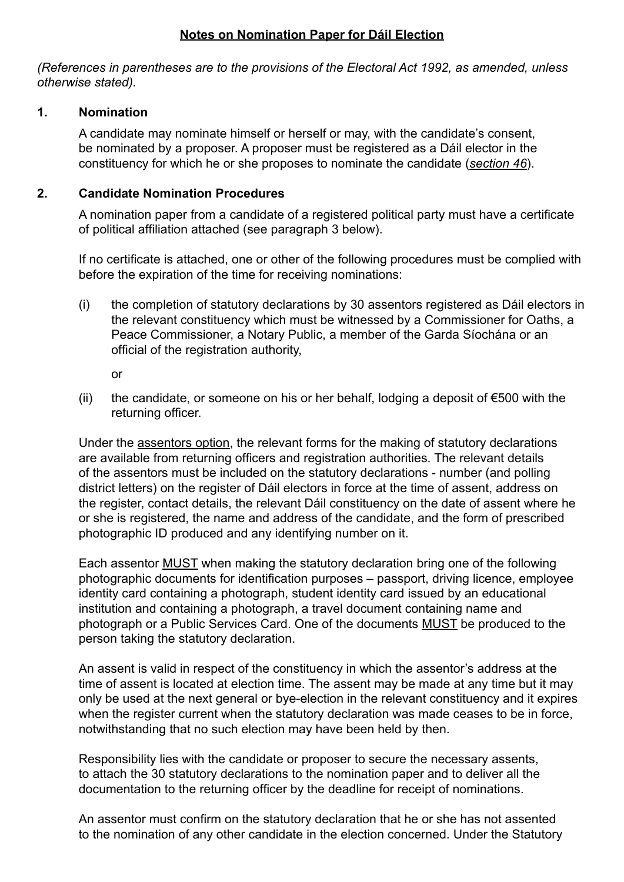## Notes on Nomination Paper for Dáil Election

*(References in parentheses are to the provisions of the Electoral Act 1992, as amended, unless otherwise stated).*

### 1. Nomination

A candidate may nominate himself or herself or may, with the candidate's consent, be nominated by a proposer. A proposer must be registered as a Dáil elector in the constituency for which he or she proposes to nominate the candidate (*section 46*).

### 2. Candidate Nomination Procedures

A nomination paper from a candidate of a registered political party must have a certificate of political affiliation attached (see paragraph 3 below).

If no certificate is attached, one or other of the following procedures must be complied with before the expiration of the time for receiving nominations:

(i) the completion of statutory declarations by 30 assentors registered as Dáil electors in the relevant constituency which must be witnessed by a Commissioner for Oaths, a Peace Commissioner, a Notary Public, a member of the Garda Síochána or an official of the registration authority,

or

(ii) the candidate, or someone on his or her behalf, lodging a deposit of €500 with the returning officer.

Under the assentors option, the relevant forms for the making of statutory declarations are available from returning officers and registration authorities. The relevant details of the assentors must be included on the statutory declarations - number (and polling district letters) on the register of Dáil electors in force at the time of assent, address on the register, contact details, the relevant Dáil constituency on the date of assent where he or she is registered, the name and address of the candidate, and the form of prescribed photographic ID produced and any identifying number on it.

Each assentor MUST when making the statutory declaration bring one of the following photographic documents for identification purposes – passport, driving licence, employee identity card containing a photograph, student identity card issued by an educational institution and containing a photograph, a travel document containing name and photograph or a Public Services Card. One of the documents MUST be produced to the person taking the statutory declaration.

An assent is valid in respect of the constituency in which the assentor's address at the time of assent is located at election time. The assent may be made at any time but it may only be used at the next general or bye-election in the relevant constituency and it expires when the register current when the statutory declaration was made ceases to be in force, notwithstanding that no such election may have been held by then.

Responsibility lies with the candidate or proposer to secure the necessary assents, to attach the 30 statutory declarations to the nomination paper and to deliver all the documentation to the returning officer by the deadline for receipt of nominations.

An assentor must confirm on the statutory declaration that he or she has not assented to the nomination of any other candidate in the election concerned. Under the Statutory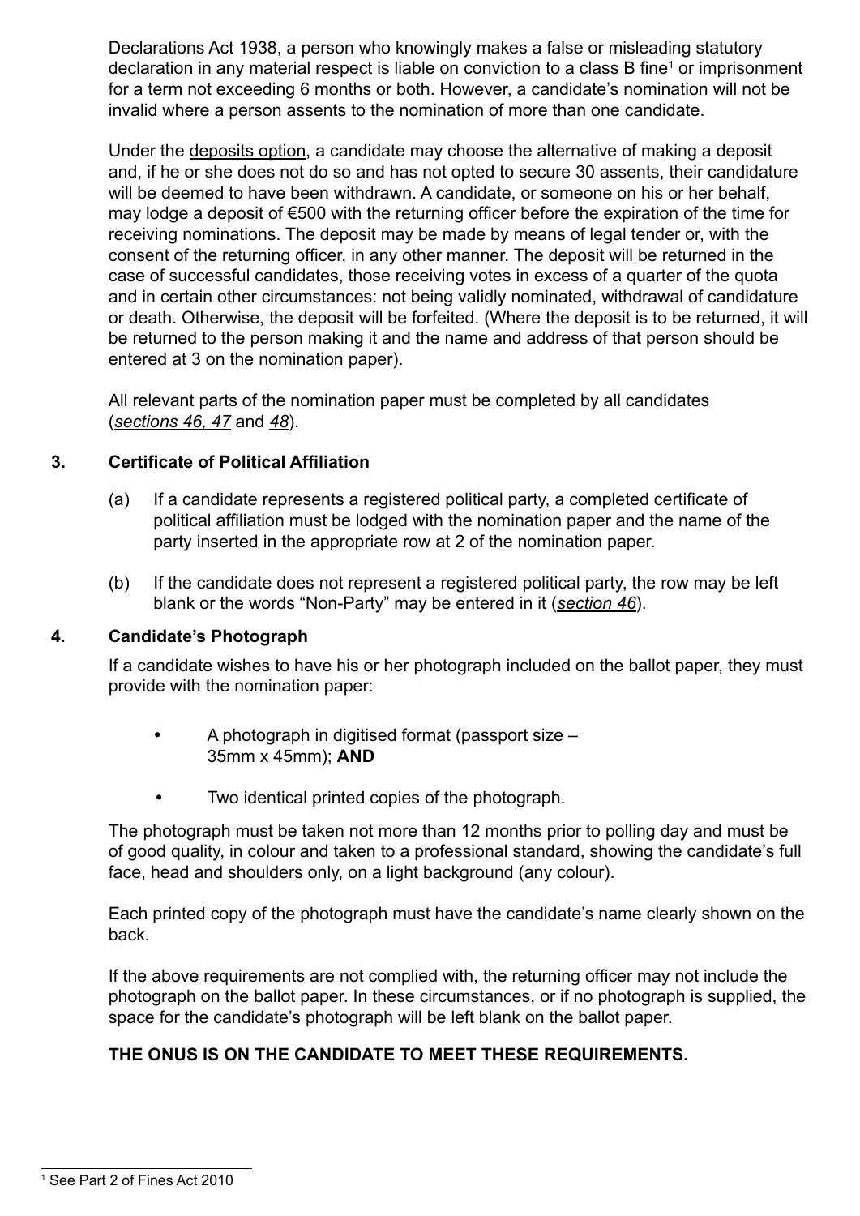Declarations Act 1938, a person who knowingly makes a false or misleading statutory declaration in any material respect is liable on conviction to a class B fine[1] or imprisonment for a term not exceeding 6 months or both. However, a candidate's nomination will not be invalid where a person assents to the nomination of more than one candidate.

Under the deposits option, a candidate may choose the alternative of making a deposit and, if he or she does not do so and has not opted to secure 30 assents, their candidature will be deemed to have been withdrawn. A candidate, or someone on his or her behalf, may lodge a deposit of €500 with the returning officer before the expiration of the time for receiving nominations. The deposit may be made by means of legal tender or, with the consent of the returning officer, in any other manner. The deposit will be returned in the case of successful candidates, those receiving votes in excess of a quarter of the quota and in certain other circumstances: not being validly nominated, withdrawal of candidature or death. Otherwise, the deposit will be forfeited. (Where the deposit is to be returned, it will be returned to the person making it and the name and address of that person should be entered at 3 on the nomination paper).

All relevant parts of the nomination paper must be completed by all candidates (*sections 46, 47* and *48*).

## 3. Certificate of Political Affiliation

(a) If a candidate represents a registered political party, a completed certificate of political affiliation must be lodged with the nomination paper and the name of the party inserted in the appropriate row at 2 of the nomination paper.

(b) If the candidate does not represent a registered political party, the row may be left blank or the words "Non-Party" may be entered in it (*section 46*).

## 4. Candidate's Photograph

If a candidate wishes to have his or her photograph included on the ballot paper, they must provide with the nomination paper:

- A photograph in digitised format (passport size – 35mm x 45mm); **AND**
- Two identical printed copies of the photograph.

The photograph must be taken not more than 12 months prior to polling day and must be of good quality, in colour and taken to a professional standard, showing the candidate's full face, head and shoulders only, on a light background (any colour).

Each printed copy of the photograph must have the candidate's name clearly shown on the back.

If the above requirements are not complied with, the returning officer may not include the photograph on the ballot paper. In these circumstances, or if no photograph is supplied, the space for the candidate's photograph will be left blank on the ballot paper.

**THE ONUS IS ON THE CANDIDATE TO MEET THESE REQUIREMENTS.**

[1] See Part 2 of Fines Act 2010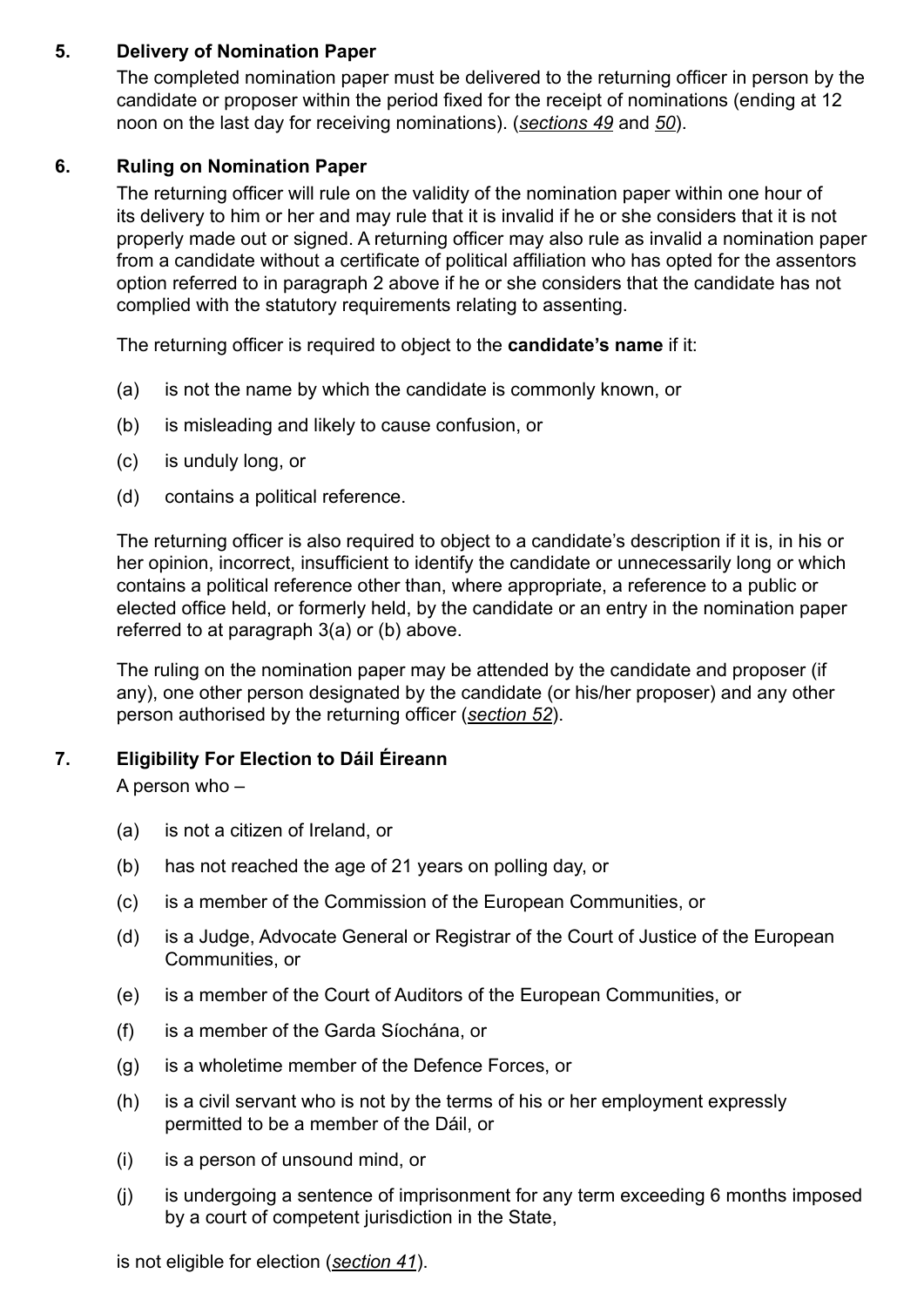## 5. Delivery of Nomination Paper

The completed nomination paper must be delivered to the returning officer in person by the candidate or proposer within the period fixed for the receipt of nominations (ending at 12 noon on the last day for receiving nominations). (*sections 49* and *50*).

## 6. Ruling on Nomination Paper

The returning officer will rule on the validity of the nomination paper within one hour of its delivery to him or her and may rule that it is invalid if he or she considers that it is not properly made out or signed. A returning officer may also rule as invalid a nomination paper from a candidate without a certificate of political affiliation who has opted for the assentors option referred to in paragraph 2 above if he or she considers that the candidate has not complied with the statutory requirements relating to assenting.

The returning officer is required to object to the **candidate's name** if it:

(a) is not the name by which the candidate is commonly known, or

(b) is misleading and likely to cause confusion, or

(c) is unduly long, or

(d) contains a political reference.

The returning officer is also required to object to a candidate's description if it is, in his or her opinion, incorrect, insufficient to identify the candidate or unnecessarily long or which contains a political reference other than, where appropriate, a reference to a public or elected office held, or formerly held, by the candidate or an entry in the nomination paper referred to at paragraph 3(a) or (b) above.

The ruling on the nomination paper may be attended by the candidate and proposer (if any), one other person designated by the candidate (or his/her proposer) and any other person authorised by the returning officer (*section 52*).

## 7. Eligibility For Election to Dáil Éireann

A person who –

(a) is not a citizen of Ireland, or

(b) has not reached the age of 21 years on polling day, or

(c) is a member of the Commission of the European Communities, or

(d) is a Judge, Advocate General or Registrar of the Court of Justice of the European Communities, or

(e) is a member of the Court of Auditors of the European Communities, or

(f) is a member of the Garda Síochána, or

(g) is a wholetime member of the Defence Forces, or

(h) is a civil servant who is not by the terms of his or her employment expressly permitted to be a member of the Dáil, or

(i) is a person of unsound mind, or

(j) is undergoing a sentence of imprisonment for any term exceeding 6 months imposed by a court of competent jurisdiction in the State,

is not eligible for election (*section 41*).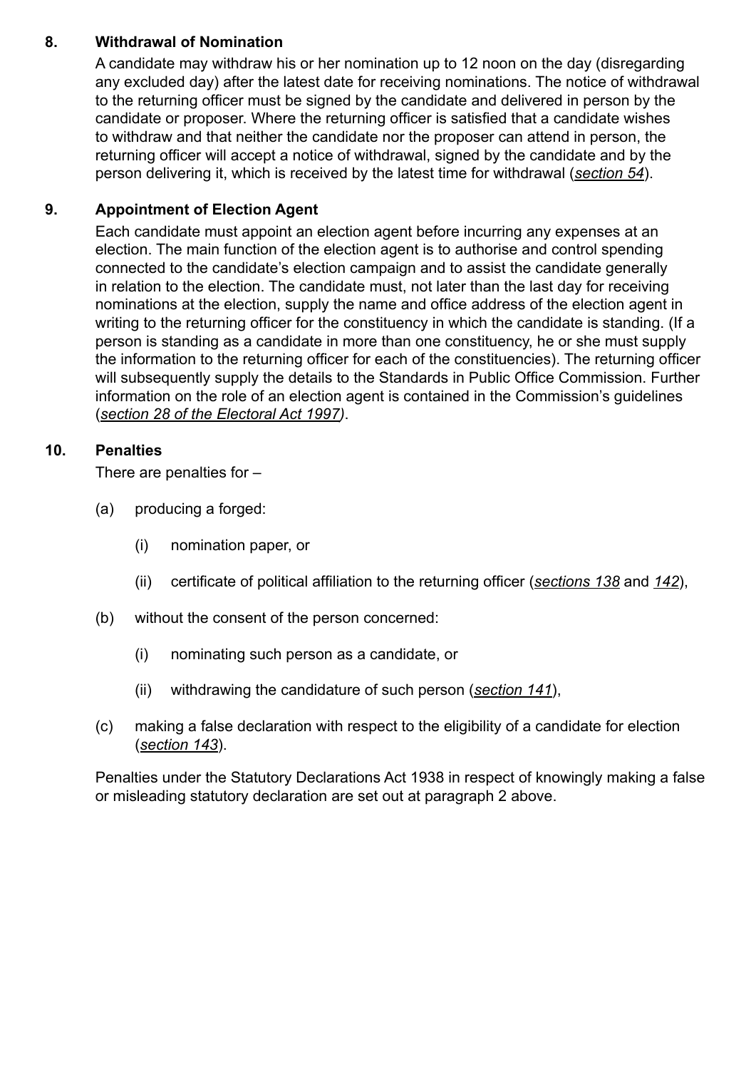## 8. Withdrawal of Nomination

A candidate may withdraw his or her nomination up to 12 noon on the day (disregarding any excluded day) after the latest date for receiving nominations. The notice of withdrawal to the returning officer must be signed by the candidate and delivered in person by the candidate or proposer. Where the returning officer is satisfied that a candidate wishes to withdraw and that neither the candidate nor the proposer can attend in person, the returning officer will accept a notice of withdrawal, signed by the candidate and by the person delivering it, which is received by the latest time for withdrawal (*section 54*).

## 9. Appointment of Election Agent

Each candidate must appoint an election agent before incurring any expenses at an election. The main function of the election agent is to authorise and control spending connected to the candidate's election campaign and to assist the candidate generally in relation to the election. The candidate must, not later than the last day for receiving nominations at the election, supply the name and office address of the election agent in writing to the returning officer for the constituency in which the candidate is standing. (If a person is standing as a candidate in more than one constituency, he or she must supply the information to the returning officer for each of the constituencies). The returning officer will subsequently supply the details to the Standards in Public Office Commission. Further information on the role of an election agent is contained in the Commission's guidelines (*section 28 of the Electoral Act 1997)*.

## 10. Penalties

There are penalties for –

(a) producing a forged:

  (i) nomination paper, or

  (ii) certificate of political affiliation to the returning officer (*sections 138* and *142*),

(b) without the consent of the person concerned:

  (i) nominating such person as a candidate, or

  (ii) withdrawing the candidature of such person (*section 141*),

(c) making a false declaration with respect to the eligibility of a candidate for election (*section 143*).

Penalties under the Statutory Declarations Act 1938 in respect of knowingly making a false or misleading statutory declaration are set out at paragraph 2 above.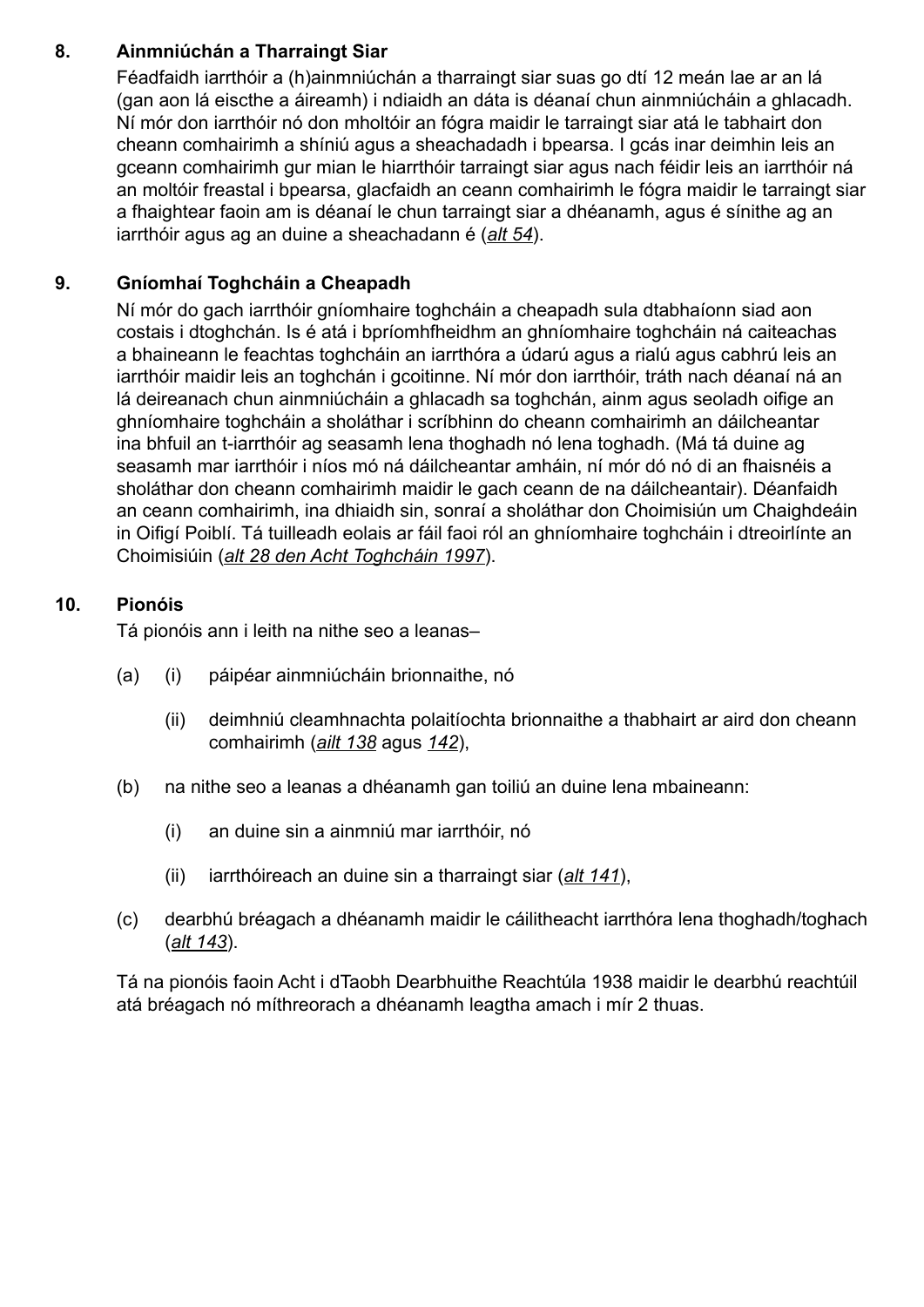## 8. Ainmniúchán a Tharraingt Siar

Féadfaidh iarrthóir a (h)ainmniúchán a tharraingt siar suas go dtí 12 meán lae ar an lá (gan aon lá eiscthe a áireamh) i ndiaidh an dáta is déanaí chun ainmniúcháin a ghlacadh. Ní mór don iarrthóir nó don mholtóir an fógra maidir le tarraingt siar atá le tabhairt don cheann comhairimh a shíniú agus a sheachadadh i bpearsa. I gcás inar deimhin leis an gceann comhairimh gur mian le hiarrthóir tarraingt siar agus nach féidir leis an iarrthóir ná an moltóir freastal i bpearsa, glacfaidh an ceann comhairimh le fógra maidir le tarraingt siar a fhaightear faoin am is déanaí le chun tarraingt siar a dhéanamh, agus é sínithe ag an iarrthóir agus ag an duine a sheachadann é (*alt 54*).

## 9. Gníomhaí Toghcháin a Cheapadh

Ní mór do gach iarrthóir gníomhaire toghcháin a cheapadh sula dtabhaíonn siad aon costais i dtoghchán. Is é atá i bpríomhfheidhm an ghníomhaire toghcháin ná caiteachas a bhaineann le feachtas toghcháin an iarrthóra a údarú agus a rialú agus cabhrú leis an iarrthóir maidir leis an toghchán i gcoitinne. Ní mór don iarrthóir, tráth nach déanaí ná an lá deireanach chun ainmniúcháin a ghlacadh sa toghchán, ainm agus seoladh oifige an ghníomhaire toghcháin a sholáthar i scríbhinn do cheann comhairimh an dáilcheantar ina bhfuil an t-iarrthóir ag seasamh lena thoghadh nó lena toghadh. (Má tá duine ag seasamh mar iarrthóir i níos mó ná dáilcheantar amháin, ní mór dó nó di an fhaisnéis a sholáthar don cheann comhairimh maidir le gach ceann de na dáilcheantair). Déanfaidh an ceann comhairimh, ina dhiaidh sin, sonraí a sholáthar don Choimisiún um Chaighdeáin in Oifigí Poiblí. Tá tuilleadh eolais ar fáil faoi ról an ghníomhaire toghcháin i dtreoirlínte an Choimisiúin (*alt 28 den Acht Toghcháin 1997*).

## 10. Pionóis

Tá pionóis ann i leith na nithe seo a leanas–

(a) (i) páipéar ainmniúcháin brionnaithe, nó

(ii) deimhniú cleamhnachta polaitíochta brionnaithe a thabhairt ar aird don cheann comhairimh (*ailt 138* agus *142*),

(b) na nithe seo a leanas a dhéanamh gan toiliú an duine lena mbaineann:

(i) an duine sin a ainmniú mar iarrthóir, nó

(ii) iarrthóireach an duine sin a tharraingt siar (*alt 141*),

(c) dearbhú bréagach a dhéanamh maidir le cáilitheacht iarrthóra lena thoghadh/toghach (*alt 143*).

Tá na pionóis faoin Acht i dTaobh Dearbhuithe Reachtúla 1938 maidir le dearbhú reachtúil atá bréagach nó míthreorach a dhéanamh leagtha amach i mír 2 thuas.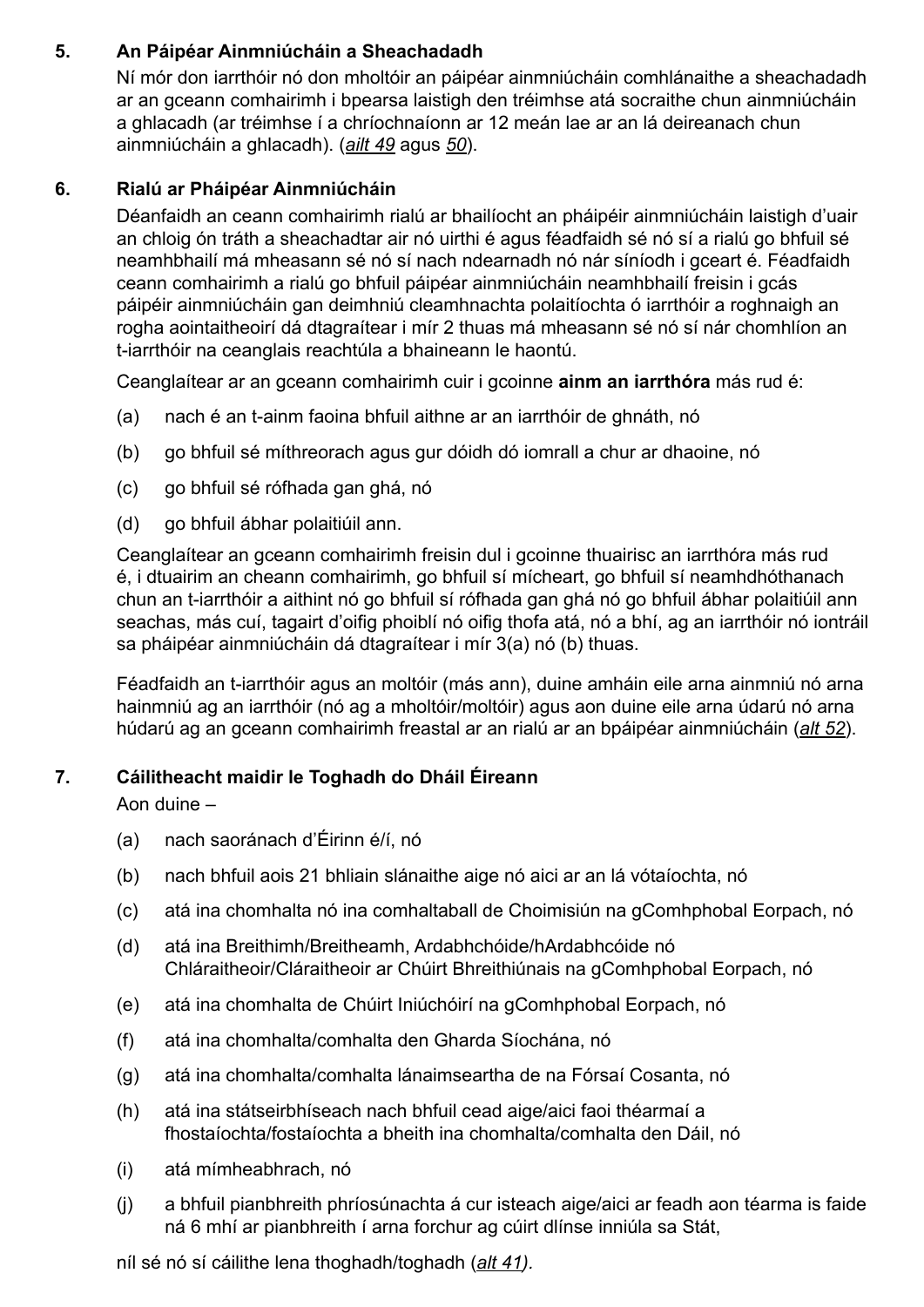## 5. An Páipéar Ainmniúcháin a Sheachadadh

Ní mór don iarrthóir nó don mholtóir an páipéar ainmniúcháin comhlánaithe a sheachadadh ar an gceann comhairimh i bpearsa laistigh den tréimhse atá socraithe chun ainmniúcháin a ghlacadh (ar tréimhse í a chríochnaíonn ar 12 meán lae ar an lá deireanach chun ainmniúcháin a ghlacadh). (*ailt 49* agus *50*).

## 6. Rialú ar Pháipéar Ainmniúcháin

Déanfaidh an ceann comhairimh rialú ar bhailíocht an pháipéir ainmniúcháin laistigh d'uair an chloig ón tráth a sheachadtar air nó uirthi é agus féadfaidh sé nó sí a rialú go bhfuil sé neamhbhailí má mheasann sé nó sí nach ndearnadh nó nár síníodh i gceart é. Féadfaidh ceann comhairimh a rialú go bhfuil páipéar ainmniúcháin neamhbhailí freisin i gcás páipéir ainmniúcháin gan deimhniú cleamhnachta polaitíochta ó iarrthóir a roghnaigh an rogha aointaitheoirí dá dtagraítear i mír 2 thuas má mheasann sé nó sí nár chomhlíon an t-iarrthóir na ceanglais reachtúla a bhaineann le haontú.

Ceanglaítear ar an gceann comhairimh cuir i gcoinne **ainm an iarrthóra** más rud é:

(a) nach é an t-ainm faoina bhfuil aithne ar an iarrthóir de ghnáth, nó

(b) go bhfuil sé míthreorach agus gur dóidh dó iomrall a chur ar dhaoine, nó

(c) go bhfuil sé rófhada gan ghá, nó

(d) go bhfuil ábhar polaitiúil ann.

Ceanglaítear an gceann comhairimh freisin dul i gcoinne thuairisc an iarrthóra más rud é, i dtuairim an cheann comhairimh, go bhfuil sí mícheart, go bhfuil sí neamhdhóthanach chun an t-iarrthóir a aithint nó go bhfuil sí rófhada gan ghá nó go bhfuil ábhar polaitiúil ann seachas, más cuí, tagairt d'oifig phoiblí nó oifig thofa atá, nó a bhí, ag an iarrthóir nó iontráil sa pháipéar ainmniúcháin dá dtagraítear i mír 3(a) nó (b) thuas.

Féadfaidh an t-iarrthóir agus an moltóir (más ann), duine amháin eile arna ainmniú nó arna hainmniú ag an iarrthóir (nó ag a mholtóir/moltóir) agus aon duine eile arna údarú nó arna húdarú ag an gceann comhairimh freastal ar an rialú ar an bpáipéar ainmniúcháin (*alt 52*).

## 7. Cáilitheacht maidir le Toghadh do Dháil Éireann

Aon duine –

(a) nach saoránach d'Éirinn é/í, nó

(b) nach bhfuil aois 21 bhliain slánaithe aige nó aici ar an lá vótaíochta, nó

(c) atá ina chomhalta nó ina comhaltaball de Choimisiún na gComhphobal Eorpach, nó

(d) atá ina Breithimh/Breitheamh, Ardabhchóide/hArdabhcóide nó Chláraitheoir/Cláraitheoir ar Chúirt Bhreithiúnais na gComhphobal Eorpach, nó

(e) atá ina chomhalta de Chúirt Iniúchóirí na gComhphobal Eorpach, nó

(f) atá ina chomhalta/comhalta den Gharda Síochána, nó

(g) atá ina chomhalta/comhalta lánaimseartha de na Fórsaí Cosanta, nó

(h) atá ina státseirbhíseach nach bhfuil cead aige/aici faoi théarmaí a fhostaíochta/fostaíochta a bheith ina chomhalta/comhalta den Dáil, nó

(i) atá mímheabhrach, nó

(j) a bhfuil pianbhreith phríosúnachta á cur isteach aige/aici ar feadh aon téarma is faide ná 6 mhí ar pianbhreith í arna forchur ag cúirt dlínse inniúla sa Stát,

níl sé nó sí cáilithe lena thoghadh/toghadh (*alt 41*).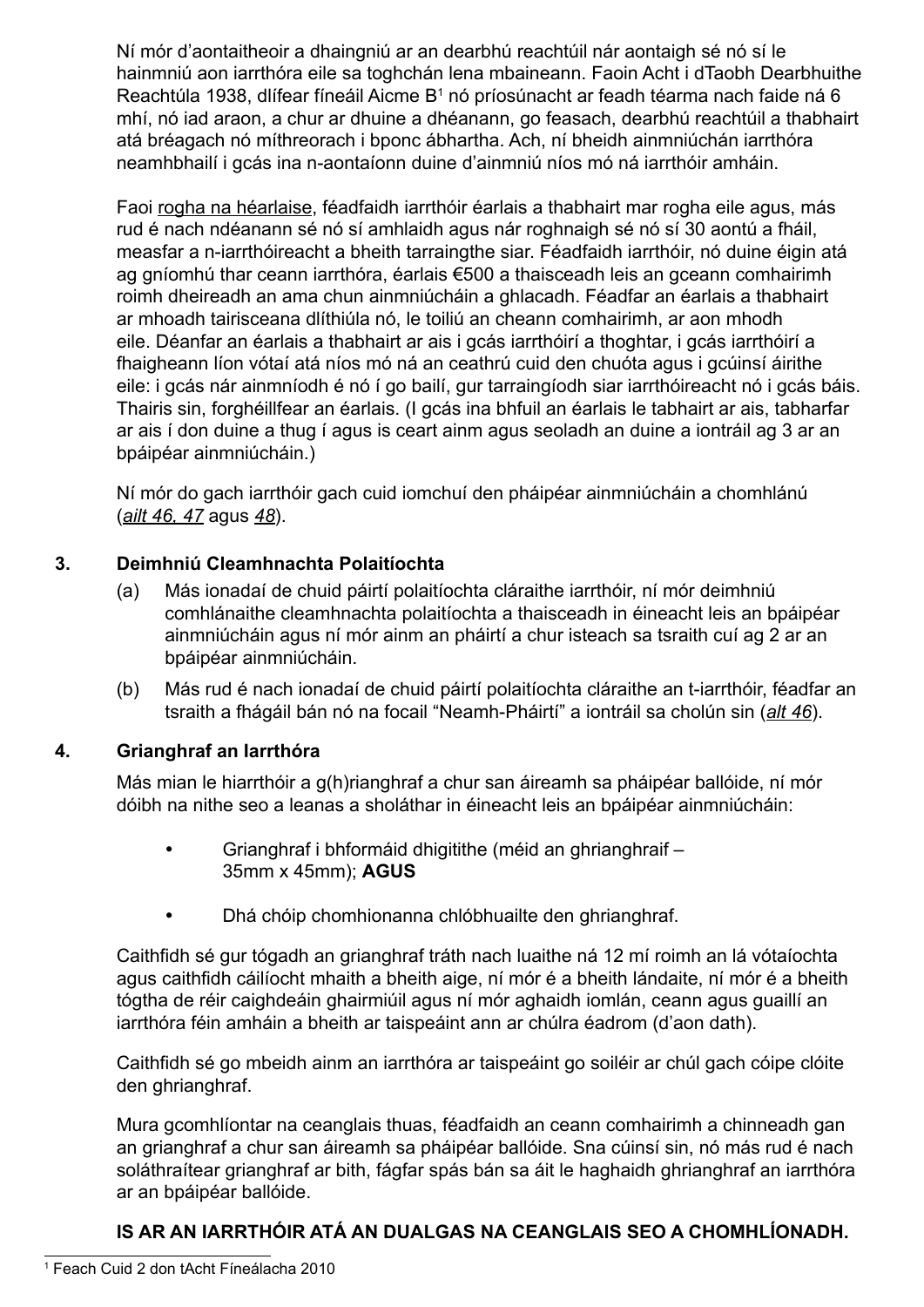Ní mór d'aontaitheoir a dhaingniú ar an dearbhú reachtúil nár aontaigh sé nó sí le hainmniú aon iarrthóra eile sa toghchán lena mbaineann. Faoin Acht i dTaobh Dearbhuithe Reachtúla 1938, dlífear fíneáil Aicme B[1] nó príosúnacht ar feadh téarma nach faide ná 6 mhí, nó iad araon, a chur ar dhuine a dhéanann, go feasach, dearbhú reachtúil a thabhairt atá bréagach nó míthreorach i bponc ábhartha. Ach, ní bheidh ainmniúchán iarrthóra neamhbhailí i gcás ina n-aontaíonn duine d'ainmniú níos mó ná iarrthóir amháin.

Faoi rogha na héarlaise, féadfaidh iarrthóir éarlais a thabhairt mar rogha eile agus, más rud é nach ndéanann sé nó sí amhlaidh agus nár roghnaigh sé nó sí 30 aontú a fháil, measfar a n-iarrthóireacht a bheith tarraingthe siar. Féadfaidh iarrthóir, nó duine éigin atá ag gníomhú thar ceann iarrthóra, éarlais €500 a thaisceadh leis an gceann comhairimh roimh dheireadh an ama chun ainmniúcháin a ghlacadh. Féadfar an éarlais a thabhairt ar mhoadh tairisceana dlíthiúla nó, le toiliú an cheann comhairimh, ar aon mhodh eile. Déanfar an éarlais a thabhairt ar ais i gcás iarrthóirí a thoghtar, i gcás iarrthóirí a fhaigheann líon vótaí atá níos mó ná an ceathrú cuid den chuóta agus i gcúinsí áirithe eile: i gcás nár ainmníodh é nó í go bailí, gur tarraingíodh siar iarrthóireacht nó i gcás báis. Thairis sin, forghéillfear an éarlais. (I gcás ina bhfuil an éarlais le tabhairt ar ais, tabharfar ar ais í don duine a thug í agus is ceart ainm agus seoladh an duine a iontráil ag 3 ar an bpáipéar ainmniúcháin.)

Ní mór do gach iarrthóir gach cuid iomchuí den pháipéar ainmniúcháin a chomhlánú (*ailt 46, 47* agus *48*).

**3. Deimhniú Cleamhnachta Polaitíochta**

(a) Más ionadaí de chuid páirtí polaitíochta cláraithe iarrthóir, ní mór deimhniú comhlánaithe cleamhnachta polaitíochta a thaisceadh in éineacht leis an bpáipéar ainmniúcháin agus ní mór ainm an pháirtí a chur isteach sa tsraith cuí ag 2 ar an bpáipéar ainmniúcháin.

(b) Más rud é nach ionadaí de chuid páirtí polaitíochta cláraithe an t-iarrthóir, féadfar an tsraith a fhágáil bán nó na focail "Neamh-Pháirtí" a iontráil sa cholún sin (*alt 46*).

**4. Grianghraf an Iarrthóra**

Más mian le hiarrthóir a g(h)rianghraf a chur san áireamh sa pháipéar ballóide, ní mór dóibh na nithe seo a leanas a sholáthar in éineacht leis an bpáipéar ainmniúcháin:

- Grianghraf i bhformáid dhigitithe (méid an ghrianghraif – 35mm x 45mm); **AGUS**
- Dhá chóip chomhionanna chlóbhuailte den ghrianghraf.

Caithfidh sé gur tógadh an grianghraf tráth nach luaithe ná 12 mí roimh an lá vótaíochta agus caithfidh cáilíocht mhaith a bheith aige, ní mór é a bheith lándaite, ní mór é a bheith tógtha de réir caighdeáin ghairmiúil agus ní mór aghaidh iomlán, ceann agus guaillí an iarrthóra féin amháin a bheith ar taispeáint ann ar chúlra éadrom (d'aon dath).

Caithfidh sé go mbeidh ainm an iarrthóra ar taispeáint go soiléir ar chúl gach cóipe clóite den ghrianghraf.

Mura gcomhlíontar na ceanglais thuas, féadfaidh an ceann comhairimh a chinneadh gan an grianghraf a chur san áireamh sa pháipéar ballóide. Sna cúinsí sin, nó más rud é nach soláthraítear grianghraf ar bith, fágfar spás bán sa áit le haghaidh ghrianghraf an iarrthóra ar an bpáipéar ballóide.

**IS AR AN IARRTHÓIR ATÁ AN DUALGAS NA CEANGLAIS SEO A CHOMHLÍONADH.**

---

[1] Feach Cuid 2 don tAcht Fíneálacha 2010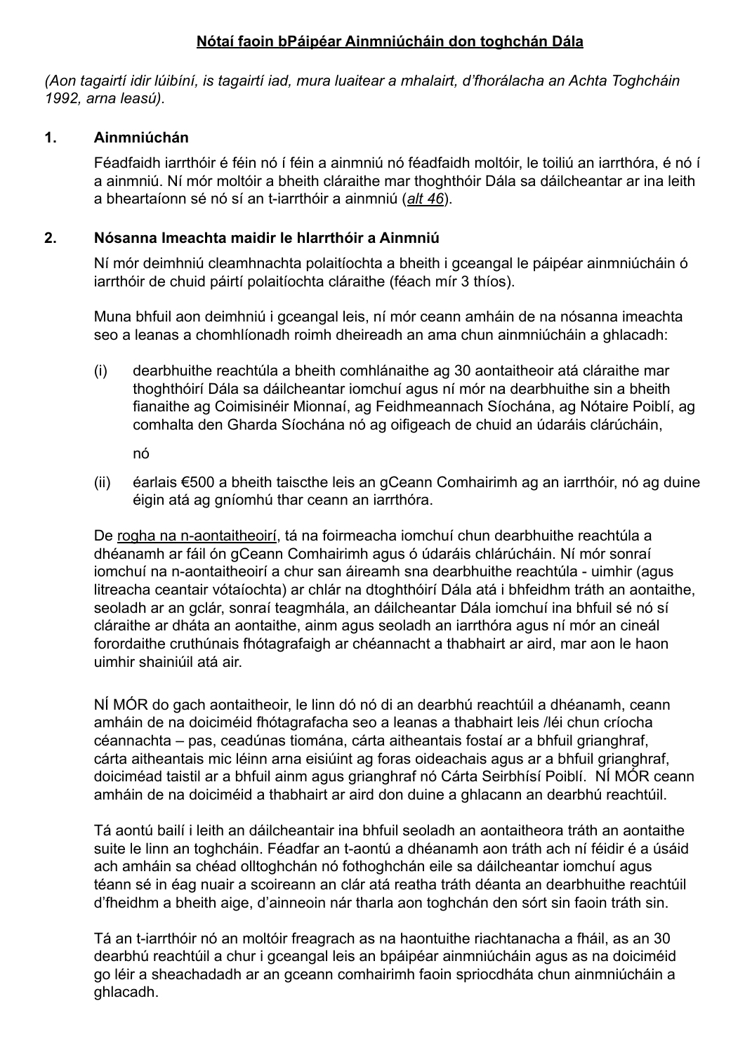**<u>Nótaí faoin bPáipéar Ainmniúcháin don toghchán Dála</u>**

*(Aon tagairtí idir lúibíní, is tagairtí iad, mura luaitear a mhalairt, d'fhorálacha an Achta Toghcháin 1992, arna leasú).*

### 1. Ainmniúchán

Féadfaidh iarrthóir é féin nó í féin a ainmniú nó féadfaidh moltóir, le toiliú an iarrthóra, é nó í a ainmniú. Ní mór moltóir a bheith cláraithe mar thoghthóir Dála sa dáilcheantar ar ina leith a bheartaíonn sé nó sí an t-iarrthóir a ainmniú (*<u>alt 46</u>*).

### 2. Nósanna Imeachta maidir le hIarrthóir a Ainmniú

Ní mór deimhniú cleamhnachta polaitíochta a bheith i gceangal le páipéar ainmniúcháin ó iarrthóir de chuid páirtí polaitíochta cláraithe (féach mír 3 thíos).

Muna bhfuil aon deimhniú i gceangal leis, ní mór ceann amháin de na nósanna imeachta seo a leanas a chomhlíonadh roimh dheireadh an ama chun ainmniúcháin a ghlacadh:

(i) dearbhuithe reachtúla a bheith comhlánaithe ag 30 aontaitheoir atá cláraithe mar thoghthóirí Dála sa dáilcheantar iomchuí agus ní mór na dearbhuithe sin a bheith fianaithe ag Coimisinéir Mionnaí, ag Feidhmeannach Síochána, ag Nótaire Poiblí, ag comhalta den Gharda Síochána nó ag oifigeach de chuid an údaráis clárúcháin,

nó

(ii) éarlais €500 a bheith taiscthe leis an gCeann Comhairimh ag an iarrthóir, nó ag duine éigin atá ag gníomhú thar ceann an iarrthóra.

De <u>rogha na n-aontaitheoirí</u>, tá na foirmeacha iomchuí chun dearbhuithe reachtúla a dhéanamh ar fáil ón gCeann Comhairimh agus ó údaráis chlárúcháin. Ní mór sonraí iomchuí na n-aontaitheoirí a chur san áireamh sna dearbhuithe reachtúla - uimhir (agus litreacha ceantair vótaíochta) ar chlár na dtoghthóirí Dála atá i bhfeidhm tráth an aontaithe, seoladh ar an gclár, sonraí teagmhála, an dáilcheantar Dála iomchuí ina bhfuil sé nó sí cláraithe ar dháta an aontaithe, ainm agus seoladh an iarrthóra agus ní mór an cineál forordaithe cruthúnais fhótagrafaigh ar chéannacht a thabhairt ar aird, mar aon le haon uimhir shainiúil atá air.

NÍ MÓR do gach aontaitheoir, le linn dó nó di an dearbhú reachtúil a dhéanamh, ceann amháin de na doiciméid fhótagrafacha seo a leanas a thabhairt leis /léi chun críocha céannachta – pas, ceadúnas tiomána, cárta aitheantais fostaí ar a bhfuil grianghraf, cárta aitheantais mic léinn arna eisiúint ag foras oideachais agus ar a bhfuil grianghraf, doiciméad taistil ar a bhfuil ainm agus grianghraf nó Cárta Seirbhísí Poiblí. NÍ MÓR ceann amháin de na doiciméid a thabhairt ar aird don duine a ghlacann an dearbhú reachtúil.

Tá aontú bailí i leith an dáilcheantair ina bhfuil seoladh an aontaitheora tráth an aontaithe suite le linn an toghcháin. Féadfar an t-aontú a dhéanamh aon tráth ach ní féidir é a úsáid ach amháin sa chéad olltoghchán nó fothoghchán eile sa dáilcheantar iomchuí agus téann sé in éag nuair a scoireann an clár atá reatha tráth déanta an dearbhuithe reachtúil d'fheidhm a bheith aige, d'ainneoin nár tharla aon toghchán den sórt sin faoin tráth sin.

Tá an t-iarrthóir nó an moltóir freagrach as na haontuithe riachtanacha a fháil, as an 30 dearbhú reachtúil a chur i gceangal leis an bpáipéar ainmniúcháin agus as na doiciméid go léir a sheachadadh ar an gceann comhairimh faoin spriocdháta chun ainmniúcháin a ghlacadh.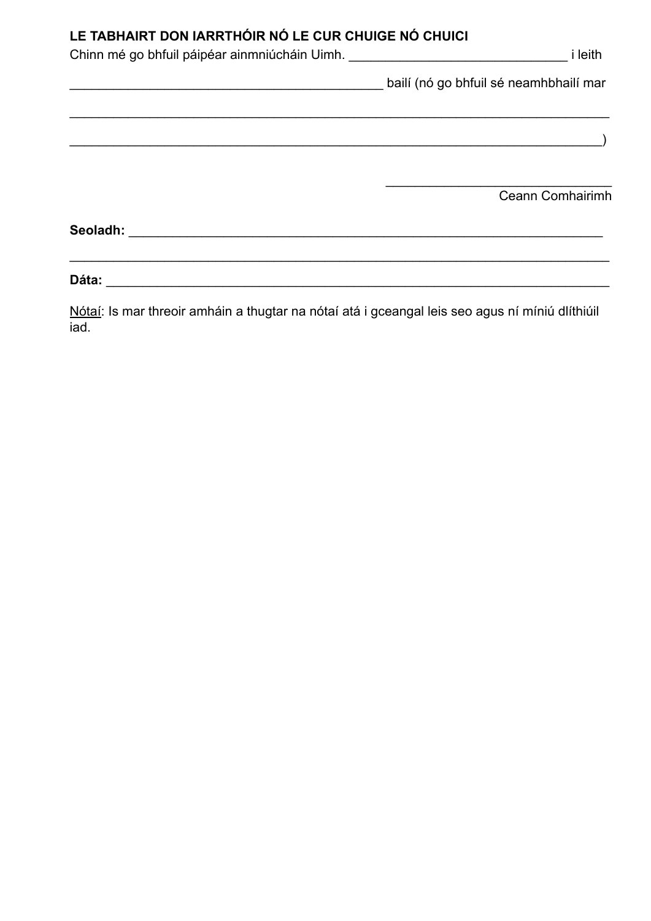**LE TABHAIRT DON IARRTHÓIR NÓ LE CUR CHUIGE NÓ CHUICI**

Chinn mé go bhfuil páipéar ainmniúcháin Uimh. ______________________________ i leith

___________________________________________ bailí (nó go bhfuil sé neamhbhailí mar

___________________________________________________________________________

__________________________________________________________________________)

_______________________________
Ceann Comhairimh

**Seoladh:** _________________________________________________________________

___________________________________________________________________________

**Dáta:** ____________________________________________________________________

Nótaí: Is mar threoir amháin a thugtar na nótaí atá i gceangal leis seo agus ní míniú dlíthiúil iad.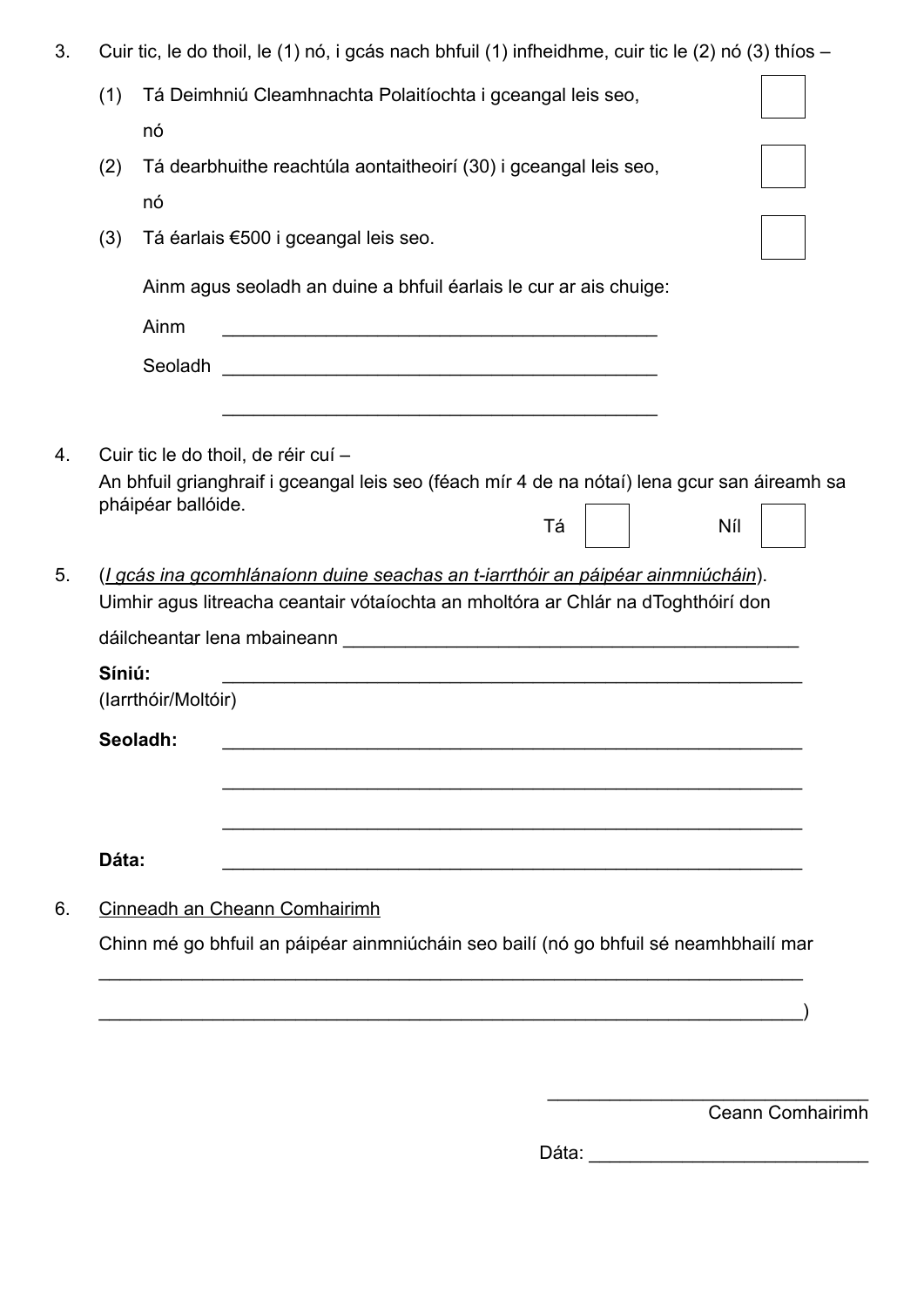3. Cuir tic, le do thoil, le (1) nó, i gcás nach bhfuil (1) infheidhme, cuir tic le (2) nó (3) thíos –

   (1) Tá Deimhniú Cleamhnachta Polaitíochta i gceangal leis seo, ☐

   nó

   (2) Tá dearbhuithe reachtúla aontaitheoirí (30) i gceangal leis seo, ☐

   nó

   (3) Tá éarlais €500 i gceangal leis seo. ☐

   Ainm agus seoladh an duine a bhfuil éarlais le cur ar ais chuige:

   Ainm ___________________________________________

   Seoladh ___________________________________________

   ___________________________________________

4. Cuir tic le do thoil, de réir cuí –
   An bhfuil grianghraif i gceangal leis seo (féach mír 4 de na nótaí) lena gcur san áireamh sa pháipéar ballóide.

   Tá ☐ Níl ☐

5. (<u>*I gcás ina gcomhlánaíonn duine seachas an t-iarrthóir an páipéar ainmniúcháin*</u>).
   Uimhir agus litreacha ceantair vótaíochta an mholtóra ar Chlár na dToghthóirí don dáilcheantar lena mbaineann ___________________________________________

   **Síniú:** ___________________________________________
   (Iarrthóir/Moltóir)

   **Seoladh:** ___________________________________________

   ___________________________________________

   ___________________________________________

   **Dáta:** ___________________________________________

6. <u>Cinneadh an Cheann Comhairimh</u>

   Chinn mé go bhfuil an páipéar ainmniúcháin seo bailí (nó go bhfuil sé neamhbhailí mar

   ___________________________________________

   ___________________________________________)

___________________________________________
Ceann Comhairimh

Dáta: ___________________________________________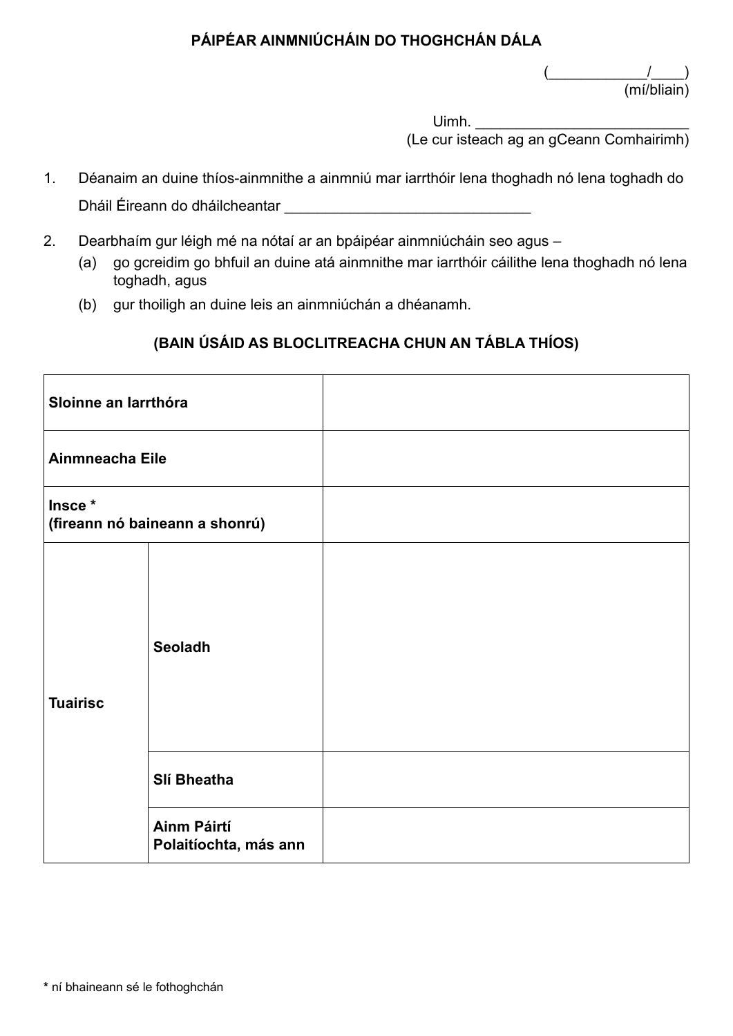**PÁIPÉAR AINMNIÚCHÁIN DO THOGHCHÁN DÁLA**

(____________/____)
(mí/bliain)

Uimh. __________________________
(Le cur isteach ag an gCeann Comhairimh)

1. Déanaim an duine thíos-ainmnithe a ainmniú mar iarrthóir lena thoghadh nó lena toghadh do Dháil Éireann do dháilcheantar ______________________________

2. Dearbhaím gur léigh mé na nótaí ar an bpáipéar ainmniúcháin seo agus –
   (a) go gcreidim go bhfuil an duine atá ainmnithe mar iarrthóir cáilithe lena thoghadh nó lena toghadh, agus
   (b) gur thoiligh an duine leis an ainmniúchán a dhéanamh.

**(BAIN ÚSÁID AS BLOCLITREACHA CHUN AN TÁBLA THÍOS)**

| | | |
|---|---|---|
| **Sloinne an Iarrthóra** | | |
| **Ainmneacha Eile** | | |
| **Insce *** **(fireann nó baineann a shonrú)** | | |
| **Tuairisc** | **Seoladh** | |
| | **Slí Bheatha** | |
| | **Ainm Páirtí Polaitíochta, más ann** | |

**\*** ní bhaineann sé le fothoghchán